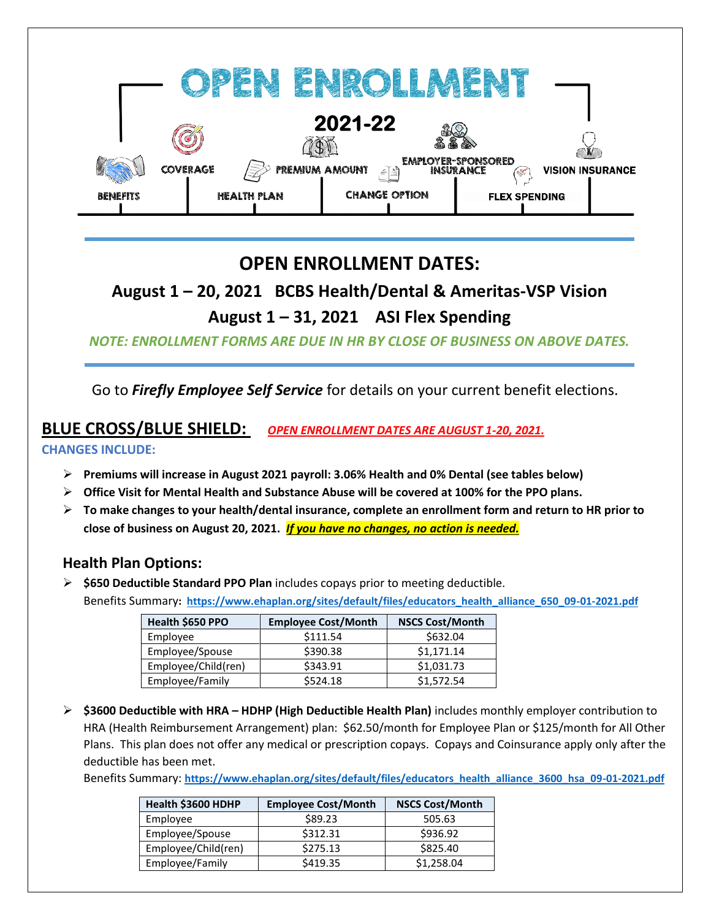# OPEN ENROLLMENT

## 2021-22

BENEFITS | COVERAGE | HEALTH PLAN | PREMIUM AMOUNT | CHANGE OPTION | EMPLOYER-SPONSORED INSURANCE | FLEX SPENDING | VISION INSURANCE

## OPEN ENROLLMENT DATES:

### August 1 – 20, 2021 BCBS Health/Dental & Ameritas-VSP Vision

### August 1 – 31, 2021 ASI Flex Spending

***NOTE: ENROLLMENT FORMS ARE DUE IN HR BY CLOSE OF BUSINESS ON ABOVE DATES.***

Go to ***Firefly Employee Self Service*** for details on your current benefit elections.

## BLUE CROSS/BLUE SHIELD: *OPEN ENROLLMENT DATES ARE AUGUST 1-20, 2021.*

**CHANGES INCLUDE:**

- **Premiums will increase in August 2021 payroll: 3.06% Health and 0% Dental (see tables below)**
- **Office Visit for Mental Health and Substance Abuse will be covered at 100% for the PPO plans.**
- **To make changes to your health/dental insurance, complete an enrollment form and return to HR prior to close of business on August 20, 2021.** ***If you have no changes, no action is needed.***

### Health Plan Options:

- **$650 Deductible Standard PPO Plan** includes copays prior to meeting deductible.
  Benefits Summary: **https://www.ehaplan.org/sites/default/files/educators_health_alliance_650_09-01-2021.pdf**

| Health $650 PPO | Employee Cost/Month | NSCS Cost/Month |
|---|---|---|
| Employee | $111.54 | $632.04 |
| Employee/Spouse | $390.38 | $1,171.14 |
| Employee/Child(ren) | $343.91 | $1,031.73 |
| Employee/Family | $524.18 | $1,572.54 |

- **$3600 Deductible with HRA – HDHP (High Deductible Health Plan)** includes monthly employer contribution to HRA (Health Reimbursement Arrangement) plan: $62.50/month for Employee Plan or $125/month for All Other Plans. This plan does not offer any medical or prescription copays. Copays and Coinsurance apply only after the deductible has been met.
  Benefits Summary: **https://www.ehaplan.org/sites/default/files/educators_health_alliance_3600_hsa_09-01-2021.pdf**

| Health $3600 HDHP | Employee Cost/Month | NSCS Cost/Month |
|---|---|---|
| Employee | $89.23 | 505.63 |
| Employee/Spouse | $312.31 | $936.92 |
| Employee/Child(ren) | $275.13 | $825.40 |
| Employee/Family | $419.35 | $1,258.04 |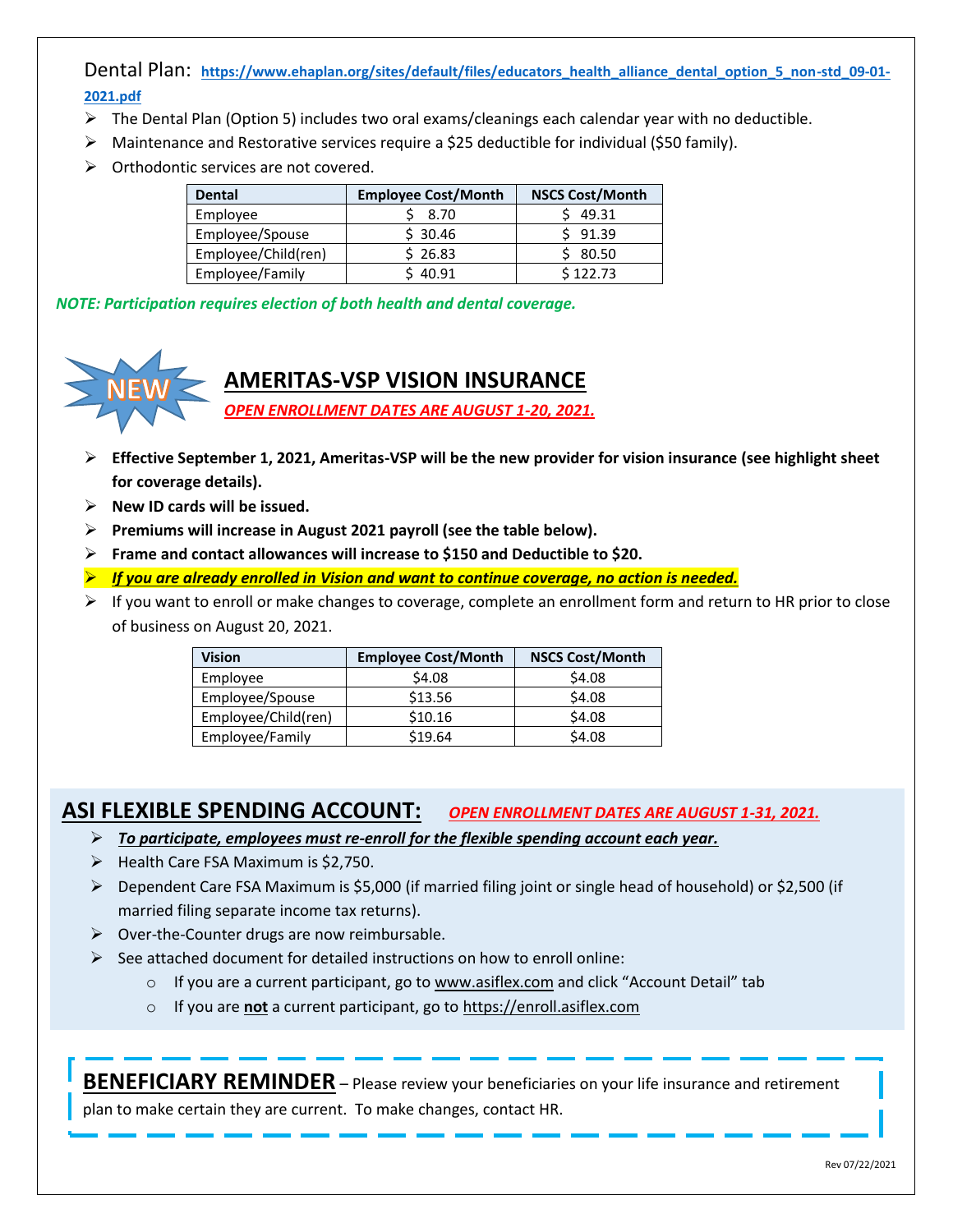Dental Plan: **https://www.ehaplan.org/sites/default/files/educators_health_alliance_dental_option_5_non-std_09-01-2021.pdf**

- The Dental Plan (Option 5) includes two oral exams/cleanings each calendar year with no deductible.
- Maintenance and Restorative services require a $25 deductible for individual ($50 family).
- Orthodontic services are not covered.

| Dental | Employee Cost/Month | NSCS Cost/Month |
|---|---|---|
| Employee | $ 8.70 | $ 49.31 |
| Employee/Spouse | $ 30.46 | $ 91.39 |
| Employee/Child(ren) | $ 26.83 | $ 80.50 |
| Employee/Family | $ 40.91 | $ 122.73 |

***NOTE: Participation requires election of both health and dental coverage.***

NEW

## AMERITAS-VSP VISION INSURANCE

***OPEN ENROLLMENT DATES ARE AUGUST 1-20, 2021.***

- **Effective September 1, 2021, Ameritas-VSP will be the new provider for vision insurance (see highlight sheet for coverage details).**
- **New ID cards will be issued.**
- **Premiums will increase in August 2021 payroll (see the table below).**
- **Frame and contact allowances will increase to $150 and Deductible to $20.**
- ***If you are already enrolled in Vision and want to continue coverage, no action is needed.***
- If you want to enroll or make changes to coverage, complete an enrollment form and return to HR prior to close of business on August 20, 2021.

| Vision | Employee Cost/Month | NSCS Cost/Month |
|---|---|---|
| Employee | $4.08 | $4.08 |
| Employee/Spouse | $13.56 | $4.08 |
| Employee/Child(ren) | $10.16 | $4.08 |
| Employee/Family | $19.64 | $4.08 |

## ASI FLEXIBLE SPENDING ACCOUNT: *OPEN ENROLLMENT DATES ARE AUGUST 1-31, 2021.*

- ***To participate, employees must re-enroll for the flexible spending account each year.***
- Health Care FSA Maximum is $2,750.
- Dependent Care FSA Maximum is $5,000 (if married filing joint or single head of household) or $2,500 (if married filing separate income tax returns).
- Over-the-Counter drugs are now reimbursable.
- See attached document for detailed instructions on how to enroll online:
  - If you are a current participant, go to www.asiflex.com and click "Account Detail" tab
  - If you are **not** a current participant, go to https://enroll.asiflex.com

**BENEFICIARY REMINDER** – Please review your beneficiaries on your life insurance and retirement plan to make certain they are current. To make changes, contact HR.

Rev 07/22/2021